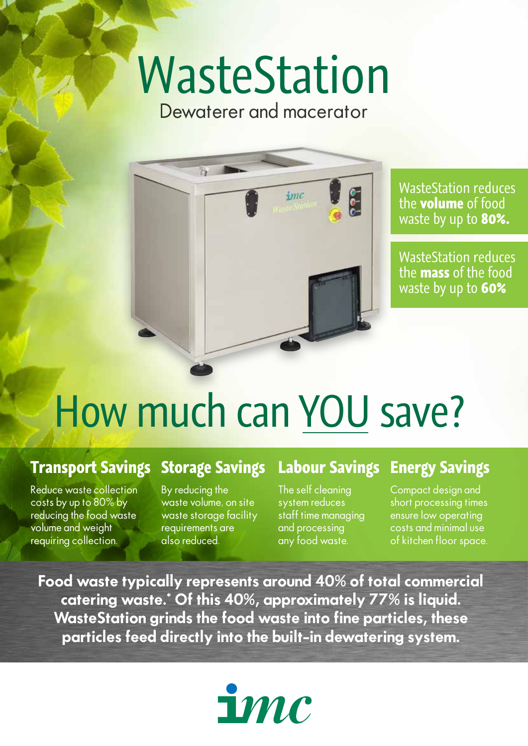# WasteStation

Dewaterer and macerator

WasteStation reduces the **volume** of food waste by up to **80%.**

WasteStation reduces the **mass** of the food waste by up to **60%**

## How much can YOU save?

### Transport Savings

Reduce waste collection costs by up to 80% by reducing the food waste volume and weight requiring collection.

### Storage Savings

By reducing the waste volume, on site waste storage facility requirements are also reduced.

### Labour Savings

The self cleaning system reduces staff time managing and processing any food waste.

### Energy Savings

Compact design and short processing times ensure low operating costs and minimal use of kitchen floor space.

**Food waste typically represents around 40% of total commercial catering waste.* Of this 40%, approximately 77% is liquid. WasteStation grinds the food waste into fine particles, these particles feed directly into the built-in dewatering system.**

imc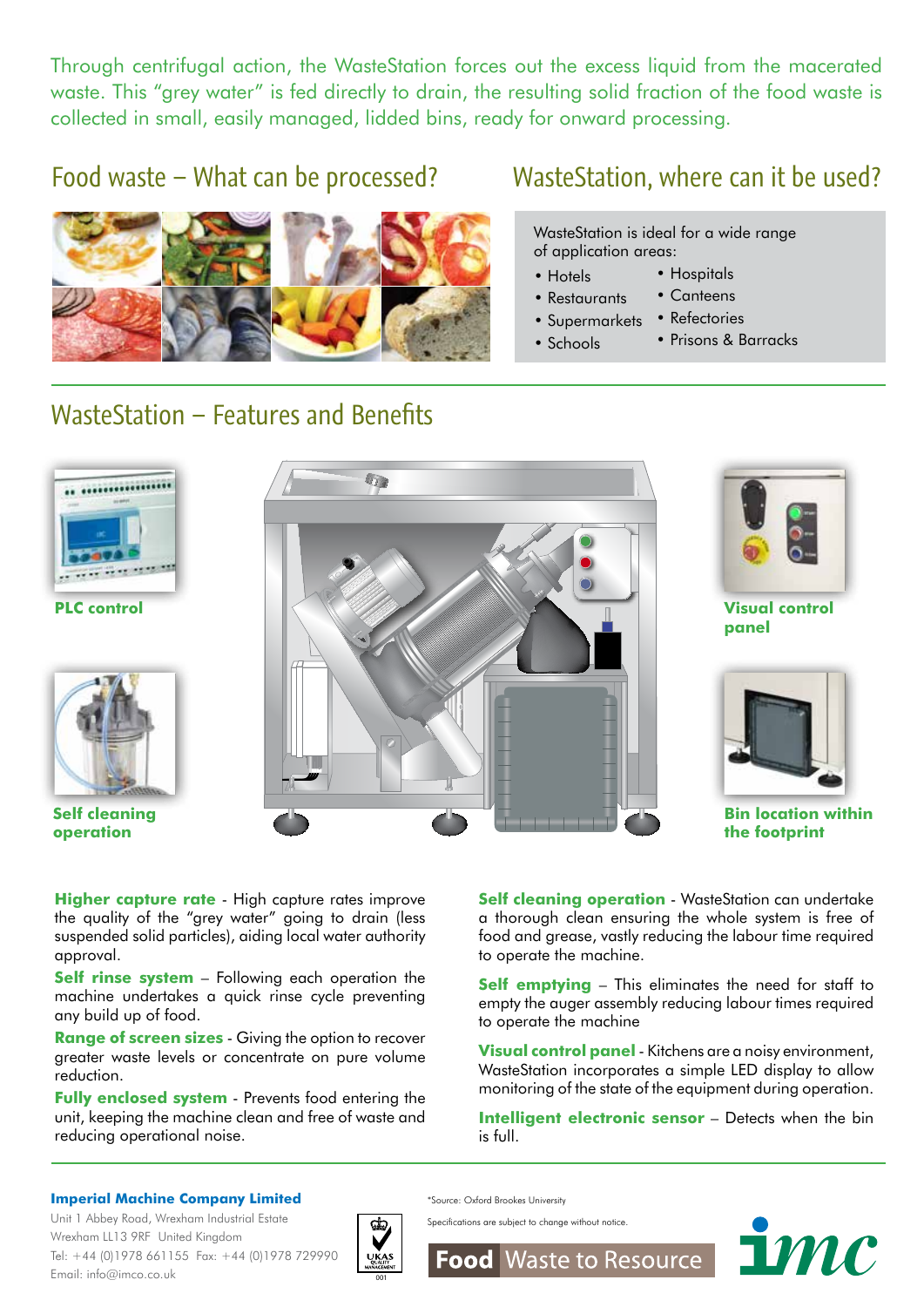Through centrifugal action, the WasteStation forces out the excess liquid from the macerated waste. This "grey water" is fed directly to drain, the resulting solid fraction of the food waste is collected in small, easily managed, lidded bins, ready for onward processing.

## Food waste – What can be processed?

## WasteStation, where can it be used?

WasteStation is ideal for a wide range of application areas:

- Hotels
- Restaurants
- Supermarkets
- Schools
- Hospitals
- Canteens
- Refectories
- Prisons & Barracks

## WasteStation – Features and Benefits

**PLC control**

**Self cleaning operation**

**Visual control panel**

**Bin location within the footprint**

**Higher capture rate** - High capture rates improve the quality of the "grey water" going to drain (less suspended solid particles), aiding local water authority approval.

**Self rinse system** – Following each operation the machine undertakes a quick rinse cycle preventing any build up of food.

**Range of screen sizes** - Giving the option to recover greater waste levels or concentrate on pure volume reduction.

**Fully enclosed system** - Prevents food entering the unit, keeping the machine clean and free of waste and reducing operational noise.

**Self cleaning operation** - WasteStation can undertake a thorough clean ensuring the whole system is free of food and grease, vastly reducing the labour time required to operate the machine.

**Self emptying** – This eliminates the need for staff to empty the auger assembly reducing labour times required to operate the machine

**Visual control panel** - Kitchens are a noisy environment, WasteStation incorporates a simple LED display to allow monitoring of the state of the equipment during operation.

**Intelligent electronic sensor** – Detects when the bin is full.

**Imperial Machine Company Limited**
Unit 1 Abbey Road, Wrexham Industrial Estate
Wrexham LL13 9RF United Kingdom
Tel: +44 (0)1978 661155 Fax: +44 (0)1978 729990
Email: info@imco.co.uk

*Source: Oxford Brookes University

Specifications are subject to change without notice.

**Food** Waste to Resource

imc